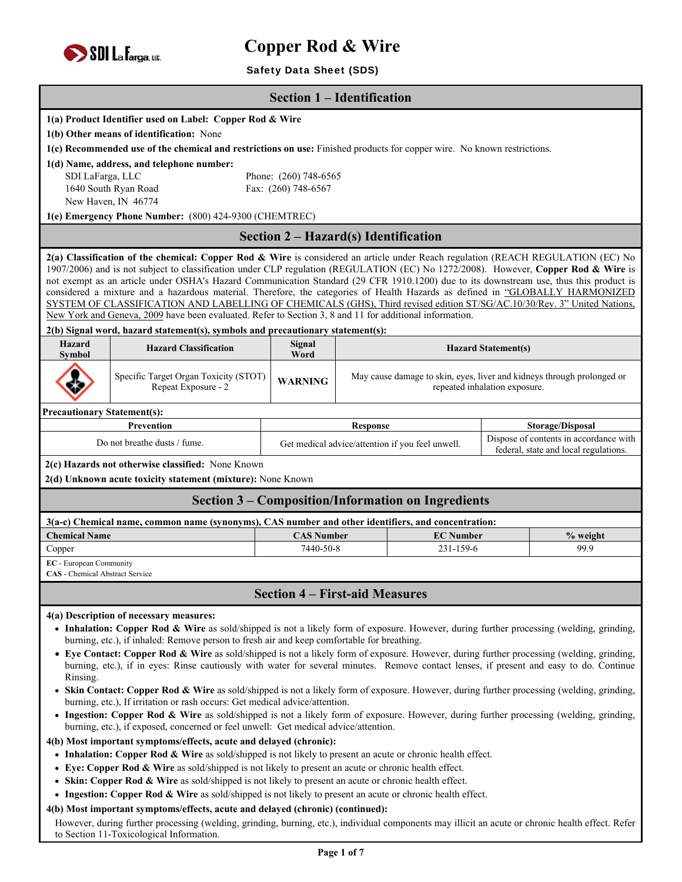# Copper Rod & Wire

**Safety Data Sheet (SDS)**

## Section 1 – Identification

**1(a) Product Identifier used on Label: Copper Rod & Wire**

**1(b) Other means of identification:** None

**1(c) Recommended use of the chemical and restrictions on use:** Finished products for copper wire. No known restrictions.

**1(d) Name, address, and telephone number:**

SDI LaFarga, LLC
1640 South Ryan Road
New Haven, IN 46774

Phone: (260) 748-6565
Fax: (260) 748-6567

**1(e) Emergency Phone Number:** (800) 424-9300 (CHEMTREC)

## Section 2 – Hazard(s) Identification

**2(a) Classification of the chemical: Copper Rod & Wire** is considered an article under Reach regulation (REACH REGULATION (EC) No 1907/2006) and is not subject to classification under CLP regulation (REGULATION (EC) No 1272/2008). However, **Copper Rod & Wire** is not exempt as an article under OSHA's Hazard Communication Standard (29 CFR 1910.1200) due to its downstream use, thus this product is considered a mixture and a hazardous material. Therefore, the categories of Health Hazards as defined in "GLOBALLY HARMONIZED SYSTEM OF CLASSIFICATION AND LABELLING OF CHEMICALS (GHS), Third revised edition ST/SG/AC.10/30/Rev. 3" United Nations, New York and Geneva, 2009 have been evaluated. Refer to Section 3, 8 and 11 for additional information.

**2(b) Signal word, hazard statement(s), symbols and precautionary statement(s):**

| Hazard Symbol | Hazard Classification | Signal Word | Hazard Statement(s) |
|---|---|---|---|
| (Health hazard pictogram) | Specific Target Organ Toxicity (STOT) Repeat Exposure - 2 | **WARNING** | May cause damage to skin, eyes, liver and kidneys through prolonged or repeated inhalation exposure. |

**Precautionary Statement(s):**

| Prevention | Response | Storage/Disposal |
|---|---|---|
| Do not breathe dusts / fume. | Get medical advice/attention if you feel unwell. | Dispose of contents in accordance with federal, state and local regulations. |

**2(c) Hazards not otherwise classified:** None Known

**2(d) Unknown acute toxicity statement (mixture):** None Known

## Section 3 – Composition/Information on Ingredients

**3(a-c) Chemical name, common name (synonyms), CAS number and other identifiers, and concentration:**

| Chemical Name | CAS Number | EC Number | % weight |
|---|---|---|---|
| Copper | 7440-50-8 | 231-159-6 | 99.9 |

**EC** - European Community
**CAS** - Chemical Abstract Service

## Section 4 – First-aid Measures

**4(a) Description of necessary measures:**

- **Inhalation: Copper Rod & Wire** as sold/shipped is not a likely form of exposure. However, during further processing (welding, grinding, burning, etc.), if inhaled: Remove person to fresh air and keep comfortable for breathing.
- **Eye Contact: Copper Rod & Wire** as sold/shipped is not a likely form of exposure. However, during further processing (welding, grinding, burning, etc.), if in eyes: Rinse cautiously with water for several minutes. Remove contact lenses, if present and easy to do. Continue Rinsing.
- **Skin Contact: Copper Rod & Wire** as sold/shipped is not a likely form of exposure. However, during further processing (welding, grinding, burning, etc.), If irritation or rash occurs: Get medical advice/attention.
- **Ingestion: Copper Rod & Wire** as sold/shipped is not a likely form of exposure. However, during further processing (welding, grinding, burning, etc.), if exposed, concerned or feel unwell: Get medical advice/attention.

**4(b) Most important symptoms/effects, acute and delayed (chronic):**

- **Inhalation: Copper Rod & Wire** as sold/shipped is not likely to present an acute or chronic health effect.
- **Eye: Copper Rod & Wire** as sold/shipped is not likely to present an acute or chronic health effect.
- **Skin: Copper Rod & Wire** as sold/shipped is not likely to present an acute or chronic health effect.
- **Ingestion: Copper Rod & Wire** as sold/shipped is not likely to present an acute or chronic health effect.

**4(b) Most important symptoms/effects, acute and delayed (chronic) (continued):**

However, during further processing (welding, grinding, burning, etc.), individual components may illicit an acute or chronic health effect. Refer to Section 11-Toxicological Information.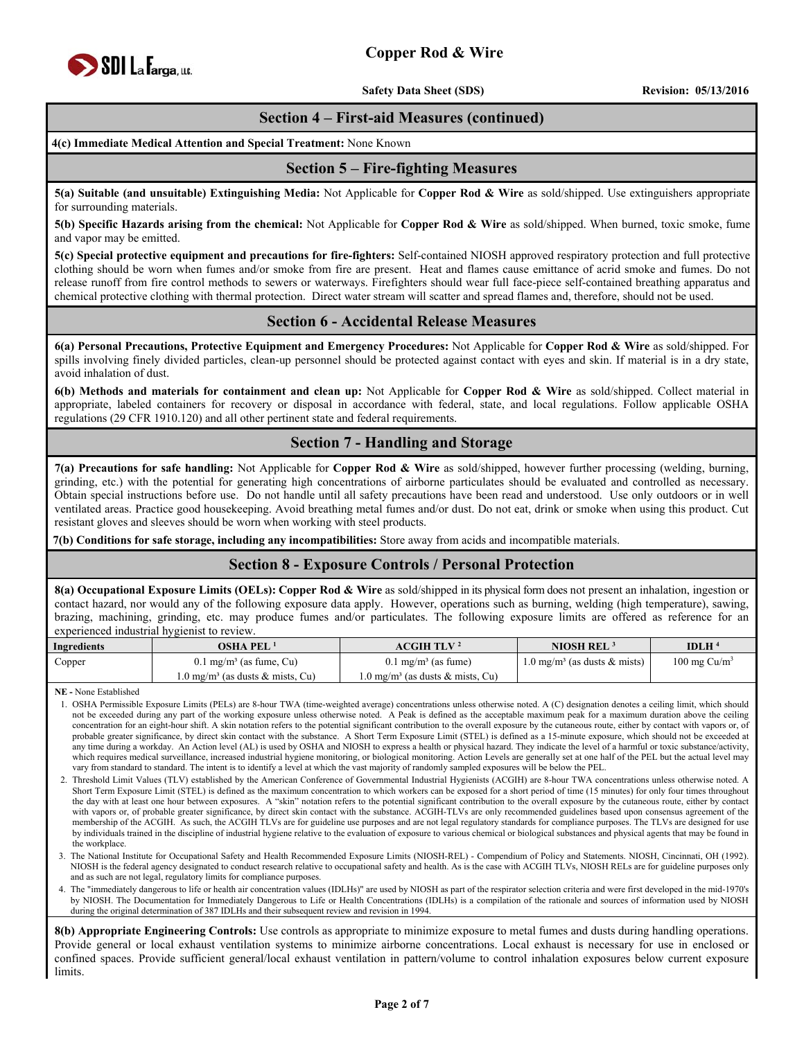## Section 4 – First-aid Measures (continued)

**4(c) Immediate Medical Attention and Special Treatment:** None Known

## Section 5 – Fire-fighting Measures

**5(a) Suitable (and unsuitable) Extinguishing Media:** Not Applicable for **Copper Rod & Wire** as sold/shipped. Use extinguishers appropriate for surrounding materials.

**5(b) Specific Hazards arising from the chemical:** Not Applicable for **Copper Rod & Wire** as sold/shipped. When burned, toxic smoke, fume and vapor may be emitted.

**5(c) Special protective equipment and precautions for fire-fighters:** Self-contained NIOSH approved respiratory protection and full protective clothing should be worn when fumes and/or smoke from fire are present. Heat and flames cause emittance of acrid smoke and fumes. Do not release runoff from fire control methods to sewers or waterways. Firefighters should wear full face-piece self-contained breathing apparatus and chemical protective clothing with thermal protection. Direct water stream will scatter and spread flames and, therefore, should not be used.

## Section 6 - Accidental Release Measures

**6(a) Personal Precautions, Protective Equipment and Emergency Procedures:** Not Applicable for **Copper Rod & Wire** as sold/shipped. For spills involving finely divided particles, clean-up personnel should be protected against contact with eyes and skin. If material is in a dry state, avoid inhalation of dust.

**6(b) Methods and materials for containment and clean up:** Not Applicable for **Copper Rod & Wire** as sold/shipped. Collect material in appropriate, labeled containers for recovery or disposal in accordance with federal, state, and local regulations. Follow applicable OSHA regulations (29 CFR 1910.120) and all other pertinent state and federal requirements.

## Section 7 - Handling and Storage

**7(a) Precautions for safe handling:** Not Applicable for **Copper Rod & Wire** as sold/shipped, however further processing (welding, burning, grinding, etc.) with the potential for generating high concentrations of airborne particulates should be evaluated and controlled as necessary. Obtain special instructions before use. Do not handle until all safety precautions have been read and understood. Use only outdoors or in well ventilated areas. Practice good housekeeping. Avoid breathing metal fumes and/or dust. Do not eat, drink or smoke when using this product. Cut resistant gloves and sleeves should be worn when working with steel products.

**7(b) Conditions for safe storage, including any incompatibilities:** Store away from acids and incompatible materials.

## Section 8 - Exposure Controls / Personal Protection

**8(a) Occupational Exposure Limits (OELs): Copper Rod & Wire** as sold/shipped in its physical form does not present an inhalation, ingestion or contact hazard, nor would any of the following exposure data apply. However, operations such as burning, welding (high temperature), sawing, brazing, machining, grinding, etc. may produce fumes and/or particulates. The following exposure limits are offered as reference for an experienced industrial hygienist to review.

| Ingredients | OSHA PEL [1] | ACGIH TLV [2] | NIOSH REL [3] | IDLH [4] |
|---|---|---|---|---|
| Copper | 0.1 mg/m³ (as fume, Cu) | 0.1 mg/m³ (as fume) | 1.0 mg/m³ (as dusts & mists) | 100 mg Cu/m³ |
| | 1.0 mg/m³ (as dusts & mists, Cu) | 1.0 mg/m³ (as dusts & mists, Cu) | | |

**NE -** None Established

1. OSHA Permissible Exposure Limits (PELs) are 8-hour TWA (time-weighted average) concentrations unless otherwise noted. A (C) designation denotes a ceiling limit, which should not be exceeded during any part of the working exposure unless otherwise noted. A Peak is defined as the acceptable maximum peak for a maximum duration above the ceiling concentration for an eight-hour shift. A skin notation refers to the potential significant contribution to the overall exposure by the cutaneous route, either by contact with vapors or, of probable greater significance, by direct skin contact with the substance. A Short Term Exposure Limit (STEL) is defined as a 15-minute exposure, which should not be exceeded at any time during a workday. An Action level (AL) is used by OSHA and NIOSH to express a health or physical hazard. They indicate the level of a harmful or toxic substance/activity, which requires medical surveillance, increased industrial hygiene monitoring, or biological monitoring. Action Levels are generally set at one half of the PEL but the actual level may vary from standard to standard. The intent is to identify a level at which the vast majority of randomly sampled exposures will be below the PEL.
2. Threshold Limit Values (TLV) established by the American Conference of Governmental Industrial Hygienists (ACGIH) are 8-hour TWA concentrations unless otherwise noted. A Short Term Exposure Limit (STEL) is defined as the maximum concentration to which workers can be exposed for a short period of time (15 minutes) for only four times throughout the day with at least one hour between exposures. A "skin" notation refers to the potential significant contribution to the overall exposure by the cutaneous route, either by contact with vapors or, of probable greater significance, by direct skin contact with the substance. ACGIH-TLVs are only recommended guidelines based upon consensus agreement of the membership of the ACGIH. As such, the ACGIH TLVs are for guideline use purposes and are not legal regulatory standards for compliance purposes. The TLVs are designed for use by individuals trained in the discipline of industrial hygiene relative to the evaluation of exposure to various chemical or biological substances and physical agents that may be found in the workplace.
3. The National Institute for Occupational Safety and Health Recommended Exposure Limits (NIOSH-REL) - Compendium of Policy and Statements. NIOSH, Cincinnati, OH (1992). NIOSH is the federal agency designated to conduct research relative to occupational safety and health. As is the case with ACGIH TLVs, NIOSH RELs are for guideline purposes only and as such are not legal, regulatory limits for compliance purposes.
4. The "immediately dangerous to life or health air concentration values (IDLHs)" are used by NIOSH as part of the respirator selection criteria and were first developed in the mid-1970's by NIOSH. The Documentation for Immediately Dangerous to Life or Health Concentrations (IDLHs) is a compilation of the rationale and sources of information used by NIOSH during the original determination of 387 IDLHs and their subsequent review and revision in 1994.

**8(b) Appropriate Engineering Controls:** Use controls as appropriate to minimize exposure to metal fumes and dusts during handling operations. Provide general or local exhaust ventilation systems to minimize airborne concentrations. Local exhaust is necessary for use in enclosed or confined spaces. Provide sufficient general/local exhaust ventilation in pattern/volume to control inhalation exposures below current exposure limits.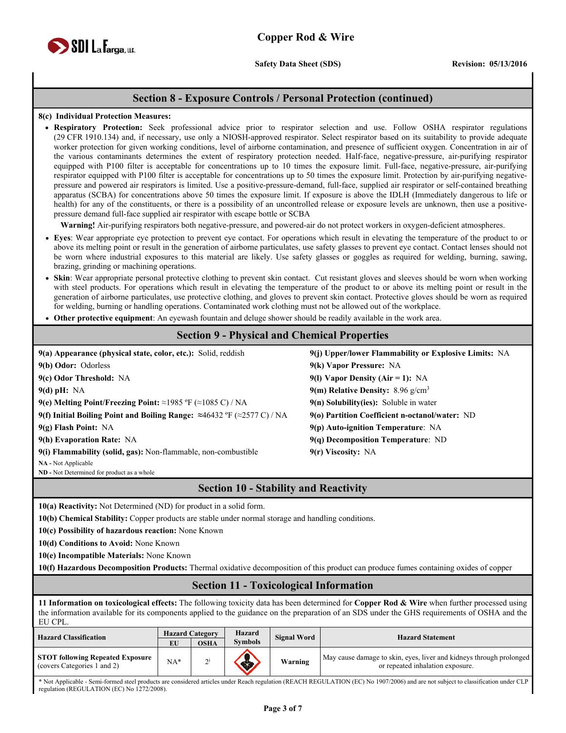## Section 8 - Exposure Controls / Personal Protection (continued)

**8(c) Individual Protection Measures:**

- **Respiratory Protection:** Seek professional advice prior to respirator selection and use. Follow OSHA respirator regulations (29 CFR 1910.134) and, if necessary, use only a NIOSH-approved respirator. Select respirator based on its suitability to provide adequate worker protection for given working conditions, level of airborne contamination, and presence of sufficient oxygen. Concentration in air of the various contaminants determines the extent of respiratory protection needed. Half-face, negative-pressure, air-purifying respirator equipped with P100 filter is acceptable for concentrations up to 10 times the exposure limit. Full-face, negative-pressure, air-purifying respirator equipped with P100 filter is acceptable for concentrations up to 50 times the exposure limit. Protection by air-purifying negative-pressure and powered air respirators is limited. Use a positive-pressure-demand, full-face, supplied air respirator or self-contained breathing apparatus (SCBA) for concentrations above 50 times the exposure limit. If exposure is above the IDLH (Immediately dangerous to life or health) for any of the constituents, or there is a possibility of an uncontrolled release or exposure levels are unknown, then use a positive-pressure demand full-face supplied air respirator with escape bottle or SCBA

  **Warning!** Air-purifying respirators both negative-pressure, and powered-air do not protect workers in oxygen-deficient atmospheres.

- **Eyes**: Wear appropriate eye protection to prevent eye contact. For operations which result in elevating the temperature of the product to or above its melting point or result in the generation of airborne particulates, use safety glasses to prevent eye contact. Contact lenses should not be worn where industrial exposures to this material are likely. Use safety glasses or goggles as required for welding, burning, sawing, brazing, grinding or machining operations.
- **Skin**: Wear appropriate personal protective clothing to prevent skin contact. Cut resistant gloves and sleeves should be worn when working with steel products. For operations which result in elevating the temperature of the product to or above its melting point or result in the generation of airborne particulates, use protective clothing, and gloves to prevent skin contact. Protective gloves should be worn as required for welding, burning or handling operations. Contaminated work clothing must not be allowed out of the workplace.
- **Other protective equipment**: An eyewash fountain and deluge shower should be readily available in the work area.

## Section 9 - Physical and Chemical Properties

**9(a) Appearance (physical state, color, etc.):** Solid, reddish

**9(b) Odor:** Odorless

**9(c) Odor Threshold:** NA

**9(d) pH:** NA

**9(e) Melting Point/Freezing Point:** ≈1985 ºF (≈1085 C) / NA

**9(f) Initial Boiling Point and Boiling Range:** ≈46432 ºF (≈2577 C) / NA

**9(g) Flash Point:** NA

**9(h) Evaporation Rate:** NA

**9(i) Flammability (solid, gas):** Non-flammable, non-combustible

**9(j) Upper/lower Flammability or Explosive Limits:** NA

**9(k) Vapor Pressure:** NA

**9(l) Vapor Density (Air = 1):** NA

**9(m) Relative Density:** 8.96 g/cm$^3$

**9(n) Solubility(ies):** Soluble in water

**9(o) Partition Coefficient n-octanol/water:** ND

**9(p) Auto-ignition Temperature**: NA

**9(q) Decomposition Temperature**: ND

**9(r) Viscosity:** NA

**NA -** Not Applicable
**ND -** Not Determined for product as a whole

## Section 10 - Stability and Reactivity

**10(a) Reactivity:** Not Determined (ND) for product in a solid form.

**10(b) Chemical Stability:** Copper products are stable under normal storage and handling conditions.

**10(c) Possibility of hazardous reaction:** None Known

**10(d) Conditions to Avoid:** None Known

**10(e) Incompatible Materials:** None Known

**10(f) Hazardous Decomposition Products:** Thermal oxidative decomposition of this product can produce fumes containing oxides of copper

## Section 11 - Toxicological Information

**11 Information on toxicological effects:** The following toxicity data has been determined for **Copper Rod & Wire** when further processed using the information available for its components applied to the guidance on the preparation of an SDS under the GHS requirements of OSHA and the EU CPL.

| Hazard Classification | Hazard Category | | Hazard Symbols | Signal Word | Hazard Statement |
|---|---|---|---|---|---|
| | EU | OSHA | | | |
| **STOT following Repeated Exposure** (covers Categories 1 and 2) | NA* | 2[j] | | **Warning** | May cause damage to skin, eyes, liver and kidneys through prolonged or repeated inhalation exposure. |

\* Not Applicable - Semi-formed steel products are considered articles under Reach regulation (REACH REGULATION (EC) No 1907/2006) and are not subject to classification under CLP regulation (REGULATION (EC) No 1272/2008).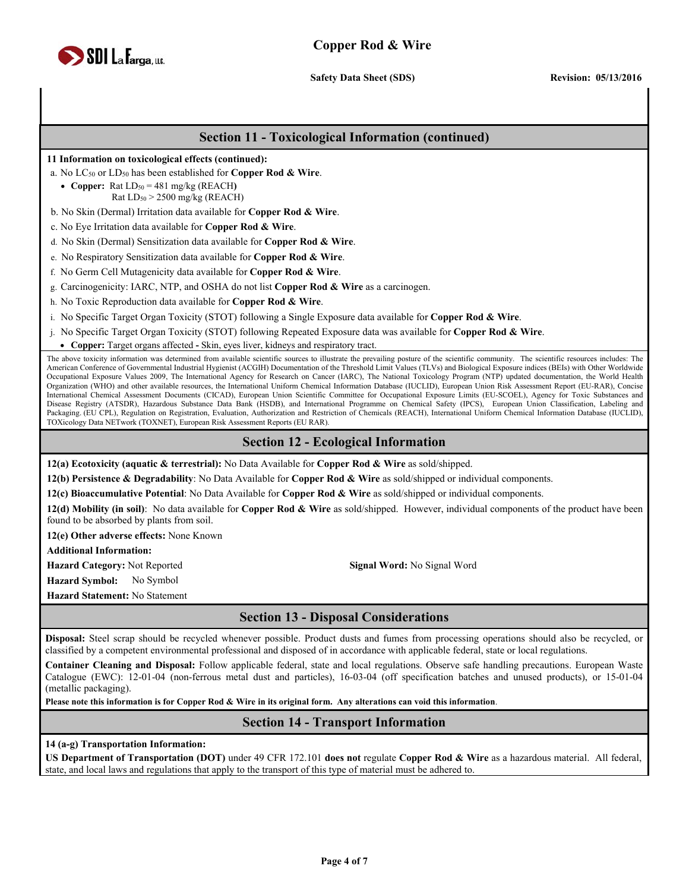## Section 11 - Toxicological Information (continued)

**11 Information on toxicological effects (continued):**

a. No $LC_{50}$ or $LD_{50}$ has been established for **Copper Rod & Wire**.

- **Copper:** Rat $LD_{50}$ = 481 mg/kg (REACH)
  Rat $LD_{50}$ > 2500 mg/kg (REACH)

b. No Skin (Dermal) Irritation data available for **Copper Rod & Wire**.

c. No Eye Irritation data available for **Copper Rod & Wire**.

d. No Skin (Dermal) Sensitization data available for **Copper Rod & Wire**.

e. No Respiratory Sensitization data available for **Copper Rod & Wire**.

f. No Germ Cell Mutagenicity data available for **Copper Rod & Wire**.

g. Carcinogenicity: IARC, NTP, and OSHA do not list **Copper Rod & Wire** as a carcinogen.

h. No Toxic Reproduction data available for **Copper Rod & Wire**.

i. No Specific Target Organ Toxicity (STOT) following a Single Exposure data available for **Copper Rod & Wire**.

j. No Specific Target Organ Toxicity (STOT) following Repeated Exposure data was available for **Copper Rod & Wire**.

- **Copper:** Target organs affected - Skin, eyes liver, kidneys and respiratory tract.

The above toxicity information was determined from available scientific sources to illustrate the prevailing posture of the scientific community. The scientific resources includes: The American Conference of Governmental Industrial Hygienist (ACGIH) Documentation of the Threshold Limit Values (TLVs) and Biological Exposure indices (BEIs) with Other Worldwide Occupational Exposure Values 2009, The International Agency for Research on Cancer (IARC), The National Toxicology Program (NTP) updated documentation, the World Health Organization (WHO) and other available resources, the International Uniform Chemical Information Database (IUCLID), European Union Risk Assessment Report (EU-RAR), Concise International Chemical Assessment Documents (CICAD), European Union Scientific Committee for Occupational Exposure Limits (EU-SCOEL), Agency for Toxic Substances and Disease Registry (ATSDR), Hazardous Substance Data Bank (HSDB), and International Programme on Chemical Safety (IPCS), European Union Classification, Labeling and Packaging. (EU CPL), Regulation on Registration, Evaluation, Authorization and Restriction of Chemicals (REACH), International Uniform Chemical Information Database (IUCLID), TOXicology Data NETwork (TOXNET), European Risk Assessment Reports (EU RAR).

## Section 12 - Ecological Information

**12(a) Ecotoxicity (aquatic & terrestrial):** No Data Available for **Copper Rod & Wire** as sold/shipped.

**12(b) Persistence & Degradability**: No Data Available for **Copper Rod & Wire** as sold/shipped or individual components.

**12(c) Bioaccumulative Potential**: No Data Available for **Copper Rod & Wire** as sold/shipped or individual components.

**12(d) Mobility (in soil)**: No data available for **Copper Rod & Wire** as sold/shipped. However, individual components of the product have been found to be absorbed by plants from soil.

**12(e) Other adverse effects:** None Known

**Additional Information:**

**Hazard Category:** Not Reported

**Signal Word:** No Signal Word

**Hazard Symbol:** No Symbol

**Hazard Statement:** No Statement

## Section 13 - Disposal Considerations

**Disposal:** Steel scrap should be recycled whenever possible. Product dusts and fumes from processing operations should also be recycled, or classified by a competent environmental professional and disposed of in accordance with applicable federal, state or local regulations.

**Container Cleaning and Disposal:** Follow applicable federal, state and local regulations. Observe safe handling precautions. European Waste Catalogue (EWC): 12-01-04 (non-ferrous metal dust and particles), 16-03-04 (off specification batches and unused products), or 15-01-04 (metallic packaging).

**Please note this information is for Copper Rod & Wire in its original form. Any alterations can void this information**.

## Section 14 - Transport Information

**14 (a-g) Transportation Information:**

**US Department of Transportation (DOT)** under 49 CFR 172.101 **does not** regulate **Copper Rod & Wire** as a hazardous material. All federal, state, and local laws and regulations that apply to the transport of this type of material must be adhered to.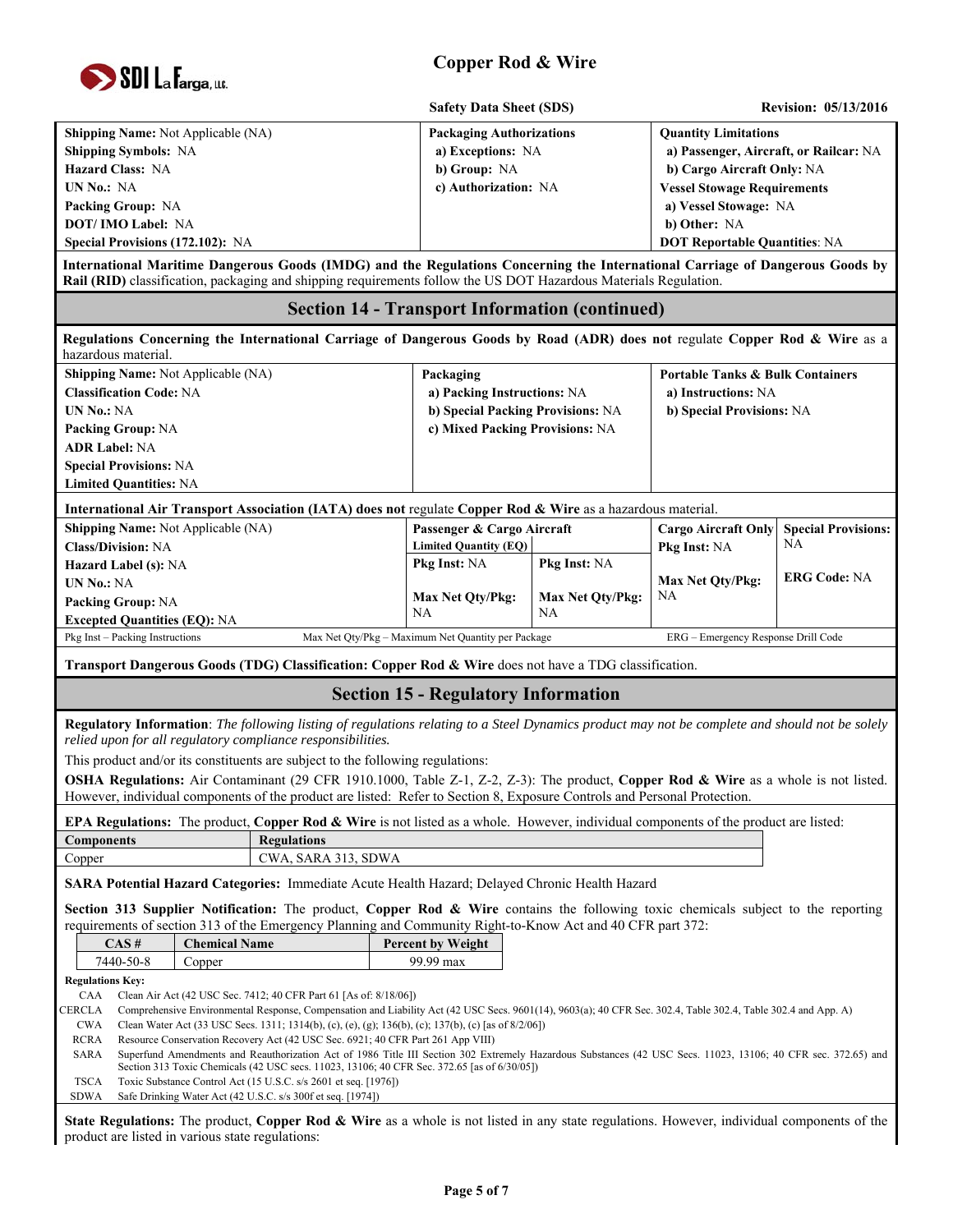| Shipping Name: Not Applicable (NA) | Packaging Authorizations | Quantity Limitations |
|---|---|---|
| Shipping Symbols: NA | a) Exceptions: NA | a) Passenger, Aircraft, or Railcar: NA |
| Hazard Class: NA | b) Group: NA | b) Cargo Aircraft Only: NA |
| UN No.: NA | c) Authorization: NA | Vessel Stowage Requirements |
| Packing Group: NA | | a) Vessel Stowage: NA |
| DOT/ IMO Label: NA | | b) Other: NA |
| Special Provisions (172.102): NA | | DOT Reportable Quantities: NA |

**International Maritime Dangerous Goods (IMDG) and the Regulations Concerning the International Carriage of Dangerous Goods by Rail (RID)** classification, packaging and shipping requirements follow the US DOT Hazardous Materials Regulation.

## Section 14 - Transport Information (continued)

**Regulations Concerning the International Carriage of Dangerous Goods by Road (ADR) does not** regulate **Copper Rod & Wire** as a hazardous material.

| Shipping Name: Not Applicable (NA) | Packaging | Portable Tanks & Bulk Containers |
|---|---|---|
| Classification Code: NA | a) Packing Instructions: NA | a) Instructions: NA |
| UN No.: NA | b) Special Packing Provisions: NA | b) Special Provisions: NA |
| Packing Group: NA | c) Mixed Packing Provisions: NA | |
| ADR Label: NA | | |
| Special Provisions: NA | | |
| Limited Quantities: NA | | |

**International Air Transport Association (IATA) does not** regulate **Copper Rod & Wire** as a hazardous material.

| Shipping Name: Not Applicable (NA) | Passenger & Cargo Aircraft | | Cargo Aircraft Only | Special Provisions: |
|---|---|---|---|---|
| Class/Division: NA | Limited Quantity (EQ) | | Pkg Inst: NA | NA |
| Hazard Label (s): NA | Pkg Inst: NA | Pkg Inst: NA | | |
| UN No.: NA | | | Max Net Qty/Pkg: NA | ERG Code: NA |
| Packing Group: NA | Max Net Qty/Pkg: NA | Max Net Qty/Pkg: NA | | |
| Excepted Quantities (EQ): NA | | | | |

Pkg Inst – Packing Instructions; Max Net Qty/Pkg – Maximum Net Quantity per Package; ERG – Emergency Response Drill Code

**Transport Dangerous Goods (TDG) Classification: Copper Rod & Wire** does not have a TDG classification.

## Section 15 - Regulatory Information

**Regulatory Information**: *The following listing of regulations relating to a Steel Dynamics product may not be complete and should not be solely relied upon for all regulatory compliance responsibilities.*

This product and/or its constituents are subject to the following regulations:

**OSHA Regulations:** Air Contaminant (29 CFR 1910.1000, Table Z-1, Z-2, Z-3): The product, **Copper Rod & Wire** as a whole is not listed. However, individual components of the product are listed: Refer to Section 8, Exposure Controls and Personal Protection.

**EPA Regulations:** The product, **Copper Rod & Wire** is not listed as a whole. However, individual components of the product are listed:

| Components | Regulations |
|---|---|
| Copper | CWA, SARA 313, SDWA |

**SARA Potential Hazard Categories:** Immediate Acute Health Hazard; Delayed Chronic Health Hazard

**Section 313 Supplier Notification:** The product, **Copper Rod & Wire** contains the following toxic chemicals subject to the reporting requirements of section 313 of the Emergency Planning and Community Right-to-Know Act and 40 CFR part 372:

| CAS # | Chemical Name | Percent by Weight |
|---|---|---|
| 7440-50-8 | Copper | 99.99 max |

**Regulations Key:**

- CAA – Clean Air Act (42 USC Sec. 7412; 40 CFR Part 61 [As of: 8/18/06])
- CERCLA – Comprehensive Environmental Response, Compensation and Liability Act (42 USC Secs. 9601(14), 9603(a); 40 CFR Sec. 302.4, Table 302.4, Table 302.4 and App. A)
- CWA – Clean Water Act (33 USC Secs. 1311; 1314(b), (c), (e), (g); 136(b), (c); 137(b), (c) [as of 8/2/06])
- RCRA – Resource Conservation Recovery Act (42 USC Sec. 6921; 40 CFR Part 261 App VIII)
- SARA – Superfund Amendments and Reauthorization Act of 1986 Title III Section 302 Extremely Hazardous Substances (42 USC Secs. 11023, 13106; 40 CFR sec. 372.65) and Section 313 Toxic Chemicals (42 USC secs. 11023, 13106; 40 CFR Sec. 372.65 [as of 6/30/05])
- TSCA – Toxic Substance Control Act (15 U.S.C. s/s 2601 et seq. [1976])
- SDWA – Safe Drinking Water Act (42 U.S.C. s/s 300f et seq. [1974])

**State Regulations:** The product, **Copper Rod & Wire** as a whole is not listed in any state regulations. However, individual components of the product are listed in various state regulations: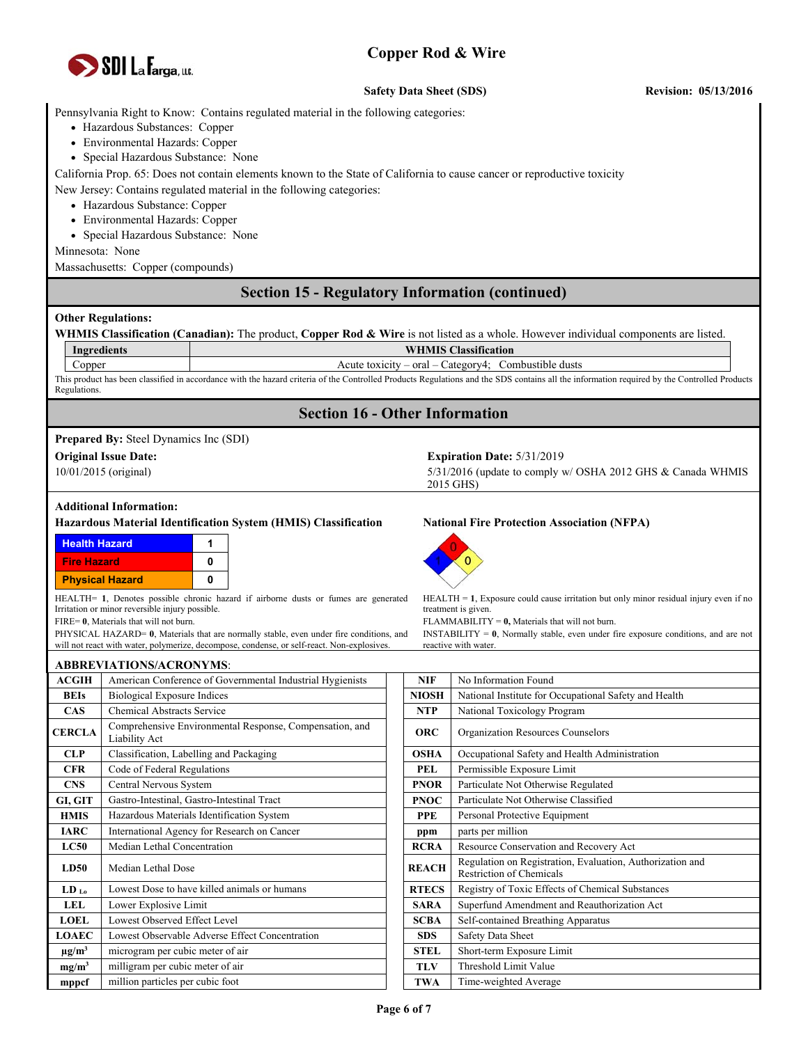Pennsylvania Right to Know: Contains regulated material in the following categories:

- Hazardous Substances: Copper
- Environmental Hazards: Copper
- Special Hazardous Substance: None

California Prop. 65: Does not contain elements known to the State of California to cause cancer or reproductive toxicity

New Jersey: Contains regulated material in the following categories:

- Hazardous Substance: Copper
- Environmental Hazards: Copper
- Special Hazardous Substance: None

Minnesota: None

Massachusetts: Copper (compounds)

## Section 15 - Regulatory Information (continued)

**Other Regulations:**

**WHMIS Classification (Canadian):** The product, **Copper Rod & Wire** is not listed as a whole. However individual components are listed.

| Ingredients | WHMIS Classification |
|---|---|
| Copper | Acute toxicity – oral – Category4; Combustible dusts |

This product has been classified in accordance with the hazard criteria of the Controlled Products Regulations and the SDS contains all the information required by the Controlled Products Regulations.

## Section 16 - Other Information

**Prepared By:** Steel Dynamics Inc (SDI)

**Original Issue Date:**

10/01/2015 (original)

**Expiration Date:** 5/31/2019

5/31/2016 (update to comply w/ OSHA 2012 GHS & Canada WHMIS 2015 GHS)

**Additional Information:**

**Hazardous Material Identification System (HMIS) Classification**

| Health Hazard | 1 |
|---|---|
| Fire Hazard | 0 |
| Physical Hazard | 0 |

HEALTH= **1**, Denotes possible chronic hazard if airborne dusts or fumes are generated Irritation or minor reversible injury possible.

FIRE= **0**, Materials that will not burn.

PHYSICAL HAZARD= **0**, Materials that are normally stable, even under fire conditions, and will not react with water, polymerize, decompose, condense, or self-react. Non-explosives.

**National Fire Protection Association (NFPA)**

Flammability (red): 0; Health (blue): 1; Instability (yellow): 0

HEALTH = **1**, Exposure could cause irritation but only minor residual injury even if no treatment is given.

FLAMMABILITY = **0,** Materials that will not burn.

INSTABILITY = **0**, Normally stable, even under fire exposure conditions, and are not reactive with water.

**ABBREVIATIONS/ACRONYMS**:

| | | | |
|---|---|---|---|
| **ACGIH** | American Conference of Governmental Industrial Hygienists | **NIF** | No Information Found |
| **BEIs** | Biological Exposure Indices | **NIOSH** | National Institute for Occupational Safety and Health |
| **CAS** | Chemical Abstracts Service | **NTP** | National Toxicology Program |
| **CERCLA** | Comprehensive Environmental Response, Compensation, and Liability Act | **ORC** | Organization Resources Counselors |
| **CLP** | Classification, Labelling and Packaging | **OSHA** | Occupational Safety and Health Administration |
| **CFR** | Code of Federal Regulations | **PEL** | Permissible Exposure Limit |
| **CNS** | Central Nervous System | **PNOR** | Particulate Not Otherwise Regulated |
| **GI, GIT** | Gastro-Intestinal, Gastro-Intestinal Tract | **PNOC** | Particulate Not Otherwise Classified |
| **HMIS** | Hazardous Materials Identification System | **PPE** | Personal Protective Equipment |
| **IARC** | International Agency for Research on Cancer | **ppm** | parts per million |
| **LC50** | Median Lethal Concentration | **RCRA** | Resource Conservation and Recovery Act |
| **LD50** | Median Lethal Dose | **REACH** | Regulation on Registration, Evaluation, Authorization and Restriction of Chemicals |
| **$LD_{Lo}$** | Lowest Dose to have killed animals or humans | **RTECS** | Registry of Toxic Effects of Chemical Substances |
| **LEL** | Lower Explosive Limit | **SARA** | Superfund Amendment and Reauthorization Act |
| **LOEL** | Lowest Observed Effect Level | **SCBA** | Self-contained Breathing Apparatus |
| **LOAEC** | Lowest Observable Adverse Effect Concentration | **SDS** | Safety Data Sheet |
| **$\mu g/m^3$** | microgram per cubic meter of air | **STEL** | Short-term Exposure Limit |
| **$mg/m^3$** | milligram per cubic meter of air | **TLV** | Threshold Limit Value |
| **mppcf** | million particles per cubic foot | **TWA** | Time-weighted Average |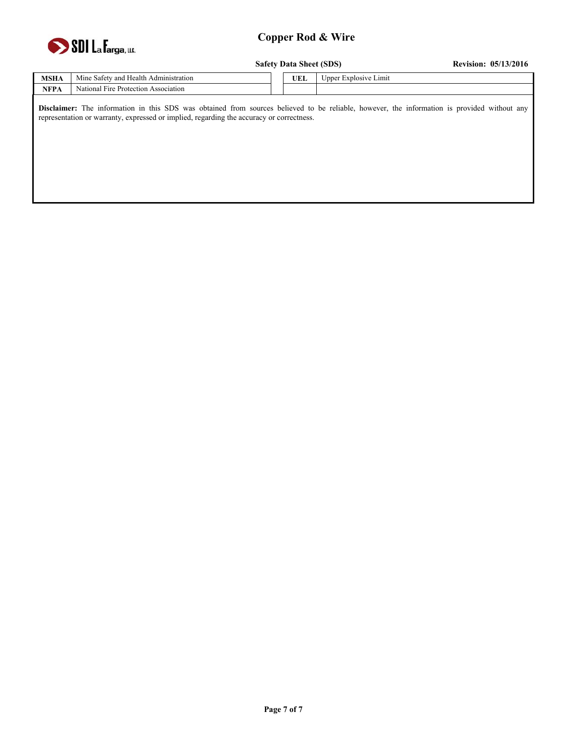| | | | | |
|---|---|---|---|---|
| **MSHA** | Mine Safety and Health Administration | | **UEL** | Upper Explosive Limit |
| **NFPA** | National Fire Protection Association | | | |

**Disclaimer:** The information in this SDS was obtained from sources believed to be reliable, however, the information is provided without any representation or warranty, expressed or implied, regarding the accuracy or correctness.